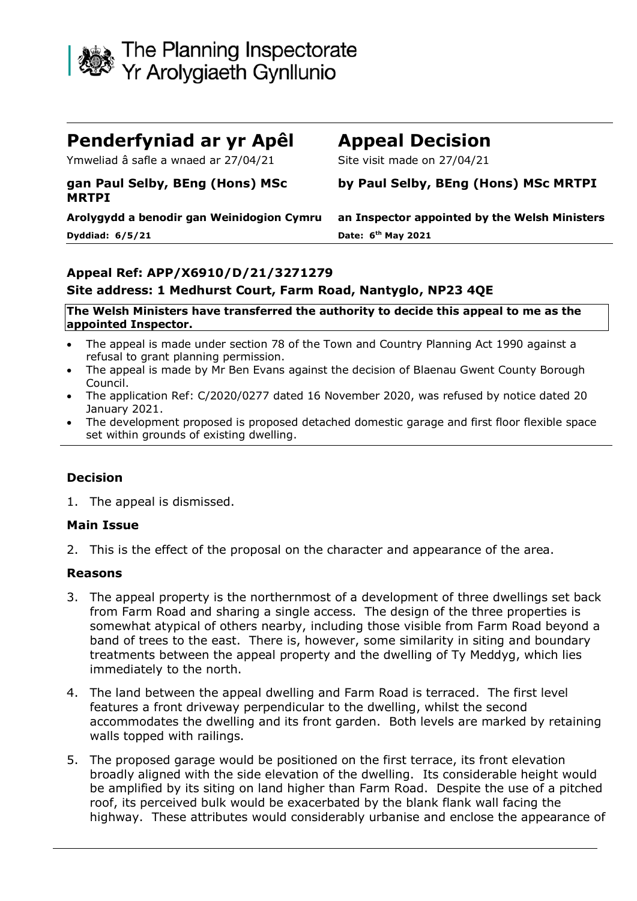The Planning Inspectorate
Yr Arolygiaeth Gynllunio

| **Penderfyniad ar yr Apêl** | **Appeal Decision** |
| --- | --- |
| Ymweliad â safle a wnaed ar 27/04/21 | Site visit made on 27/04/21 |
| **gan Paul Selby, BEng (Hons) MSc MRTPI** | **by Paul Selby, BEng (Hons) MSc MRTPI** |
| **Arolygydd a benodir gan Weinidogion Cymru** | **an Inspector appointed by the Welsh Ministers** |
| **Dyddiad: 6/5/21** | **Date: 6th May 2021** |

**Appeal Ref: APP/X6910/D/21/3271279**

**Site address: 1 Medhurst Court, Farm Road, Nantyglo, NP23 4QE**

**The Welsh Ministers have transferred the authority to decide this appeal to me as the appointed Inspector.**

- The appeal is made under section 78 of the Town and Country Planning Act 1990 against a refusal to grant planning permission.
- The appeal is made by Mr Ben Evans against the decision of Blaenau Gwent County Borough Council.
- The application Ref: C/2020/0277 dated 16 November 2020, was refused by notice dated 20 January 2021.
- The development proposed is proposed detached domestic garage and first floor flexible space set within grounds of existing dwelling.

### Decision

1. The appeal is dismissed.

### Main Issue

2. This is the effect of the proposal on the character and appearance of the area.

### Reasons

3. The appeal property is the northernmost of a development of three dwellings set back from Farm Road and sharing a single access. The design of the three properties is somewhat atypical of others nearby, including those visible from Farm Road beyond a band of trees to the east. There is, however, some similarity in siting and boundary treatments between the appeal property and the dwelling of Ty Meddyg, which lies immediately to the north.

4. The land between the appeal dwelling and Farm Road is terraced. The first level features a front driveway perpendicular to the dwelling, whilst the second accommodates the dwelling and its front garden. Both levels are marked by retaining walls topped with railings.

5. The proposed garage would be positioned on the first terrace, its front elevation broadly aligned with the side elevation of the dwelling. Its considerable height would be amplified by its siting on land higher than Farm Road. Despite the use of a pitched roof, its perceived bulk would be exacerbated by the blank flank wall facing the highway. These attributes would considerably urbanise and enclose the appearance of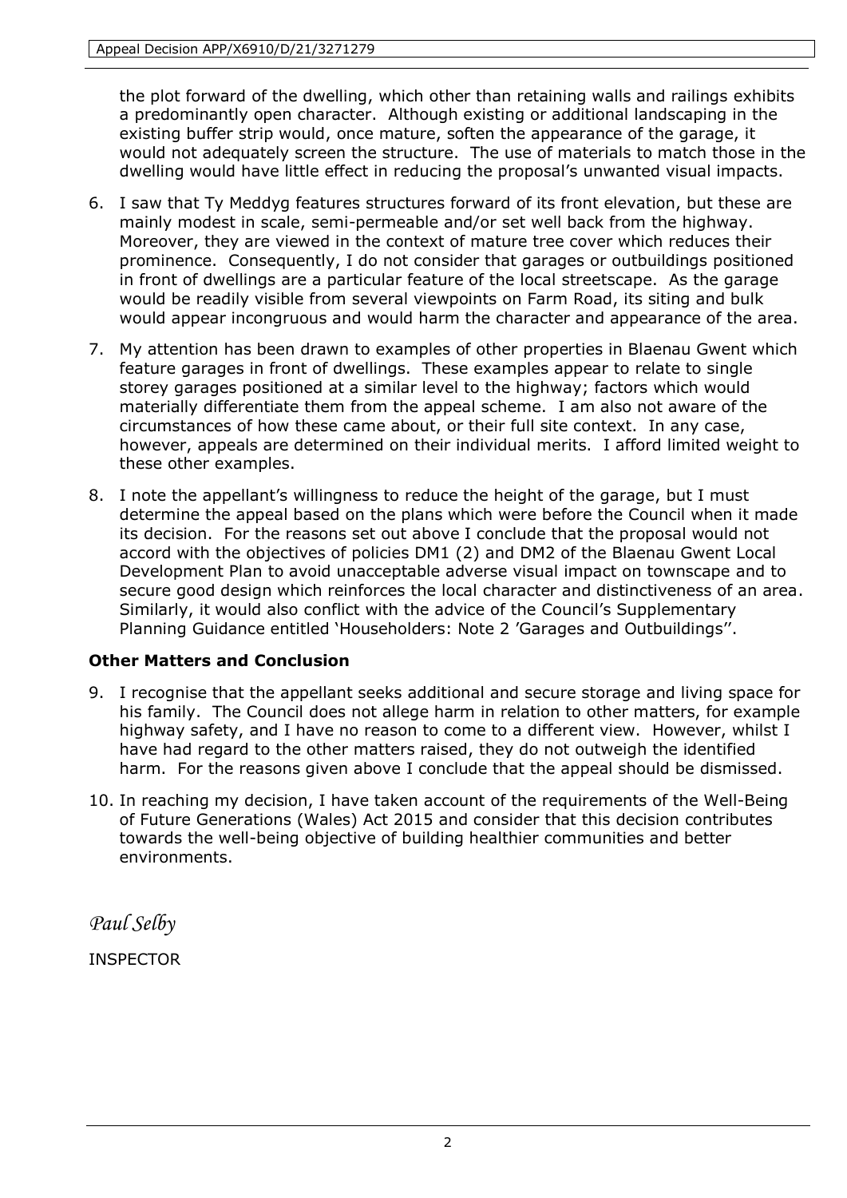the plot forward of the dwelling, which other than retaining walls and railings exhibits a predominantly open character. Although existing or additional landscaping in the existing buffer strip would, once mature, soften the appearance of the garage, it would not adequately screen the structure. The use of materials to match those in the dwelling would have little effect in reducing the proposal's unwanted visual impacts.

6. I saw that Ty Meddyg features structures forward of its front elevation, but these are mainly modest in scale, semi-permeable and/or set well back from the highway. Moreover, they are viewed in the context of mature tree cover which reduces their prominence. Consequently, I do not consider that garages or outbuildings positioned in front of dwellings are a particular feature of the local streetscape. As the garage would be readily visible from several viewpoints on Farm Road, its siting and bulk would appear incongruous and would harm the character and appearance of the area.

7. My attention has been drawn to examples of other properties in Blaenau Gwent which feature garages in front of dwellings. These examples appear to relate to single storey garages positioned at a similar level to the highway; factors which would materially differentiate them from the appeal scheme. I am also not aware of the circumstances of how these came about, or their full site context. In any case, however, appeals are determined on their individual merits. I afford limited weight to these other examples.

8. I note the appellant's willingness to reduce the height of the garage, but I must determine the appeal based on the plans which were before the Council when it made its decision. For the reasons set out above I conclude that the proposal would not accord with the objectives of policies DM1 (2) and DM2 of the Blaenau Gwent Local Development Plan to avoid unacceptable adverse visual impact on townscape and to secure good design which reinforces the local character and distinctiveness of an area. Similarly, it would also conflict with the advice of the Council's Supplementary Planning Guidance entitled 'Householders: Note 2 'Garages and Outbuildings''.

## Other Matters and Conclusion

9. I recognise that the appellant seeks additional and secure storage and living space for his family. The Council does not allege harm in relation to other matters, for example highway safety, and I have no reason to come to a different view. However, whilst I have had regard to the other matters raised, they do not outweigh the identified harm. For the reasons given above I conclude that the appeal should be dismissed.

10. In reaching my decision, I have taken account of the requirements of the Well-Being of Future Generations (Wales) Act 2015 and consider that this decision contributes towards the well-being objective of building healthier communities and better environments.

*Paul Selby*

INSPECTOR